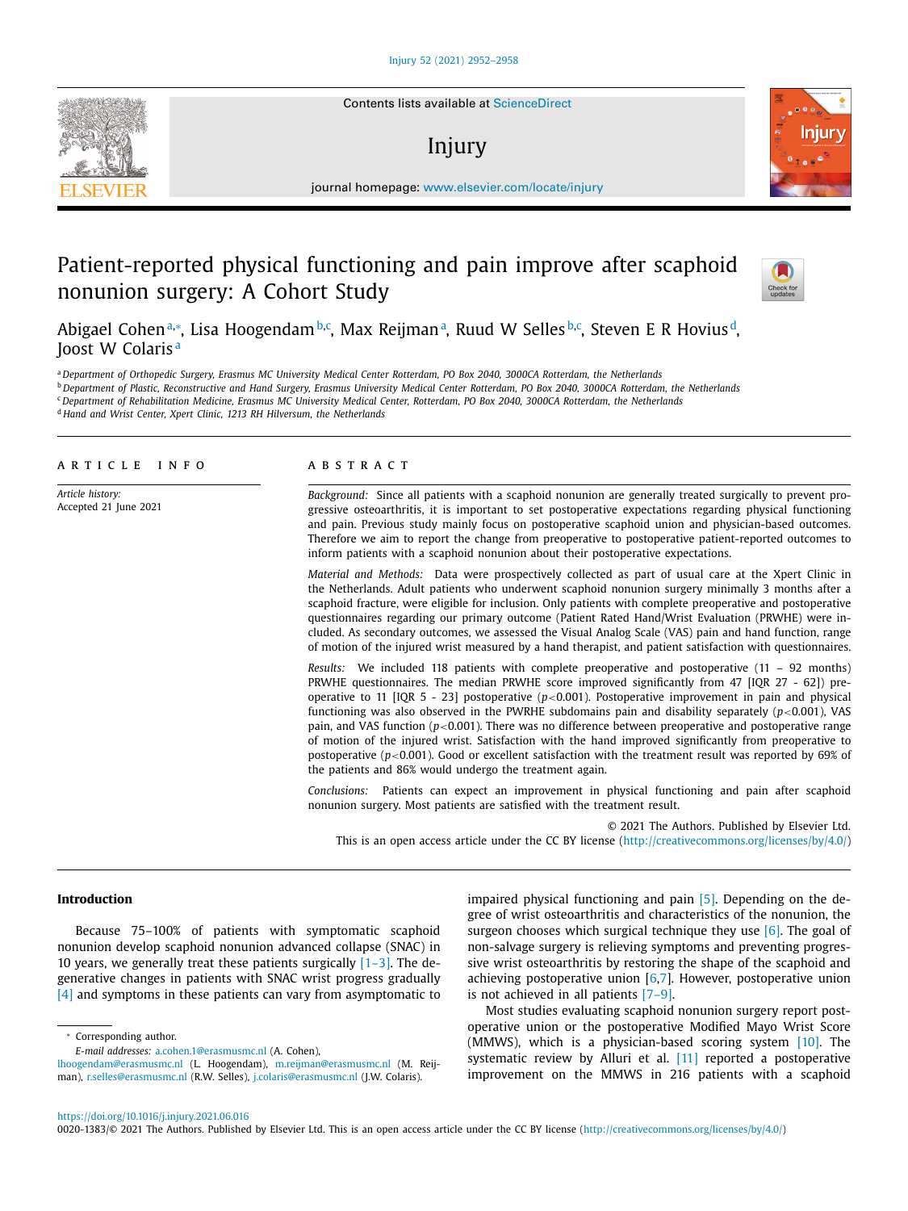Contents lists available at ScienceDirect

Injury

journal homepage: www.elsevier.com/locate/injury

# Patient-reported physical functioning and pain improve after scaphoid nonunion surgery: A Cohort Study

Abigael Cohen[a,*], Lisa Hoogendam[b,c], Max Reijman[a], Ruud W Selles[b,c], Steven E R Hovius[d], Joost W Colaris[a]

[a] Department of Orthopedic Surgery, Erasmus MC University Medical Center Rotterdam, PO Box 2040, 3000CA Rotterdam, the Netherlands
[b] Department of Plastic, Reconstructive and Hand Surgery, Erasmus University Medical Center Rotterdam, PO Box 2040, 3000CA Rotterdam, the Netherlands
[c] Department of Rehabilitation Medicine, Erasmus MC University Medical Center, Rotterdam, PO Box 2040, 3000CA Rotterdam, the Netherlands
[d] Hand and Wrist Center, Xpert Clinic, 1213 RH Hilversum, the Netherlands

## ARTICLE INFO

*Article history:*
Accepted 21 June 2021

## ABSTRACT

*Background:* Since all patients with a scaphoid nonunion are generally treated surgically to prevent progressive osteoarthritis, it is important to set postoperative expectations regarding physical functioning and pain. Previous study mainly focus on postoperative scaphoid union and physician-based outcomes. Therefore we aim to report the change from preoperative to postoperative patient-reported outcomes to inform patients with a scaphoid nonunion about their postoperative expectations.

*Material and Methods:* Data were prospectively collected as part of usual care at the Xpert Clinic in the Netherlands. Adult patients who underwent scaphoid nonunion surgery minimally 3 months after a scaphoid fracture, were eligible for inclusion. Only patients with complete preoperative and postoperative questionnaires regarding our primary outcome (Patient Rated Hand/Wrist Evaluation (PRWHE) were included. As secondary outcomes, we assessed the Visual Analog Scale (VAS) pain and hand function, range of motion of the injured wrist measured by a hand therapist, and patient satisfaction with questionnaires.

*Results:* We included 118 patients with complete preoperative and postoperative (11 – 92 months) PRWHE questionnaires. The median PRWHE score improved significantly from 47 [IQR 27 - 62]) preoperative to 11 [IQR 5 - 23] postoperative ($p<0.001$). Postoperative improvement in pain and physical functioning was also observed in the PWRHE subdomains pain and disability separately ($p<0.001$), VAS pain, and VAS function ($p<0.001$). There was no difference between preoperative and postoperative range of motion of the injured wrist. Satisfaction with the hand improved significantly from preoperative to postoperative ($p<0.001$). Good or excellent satisfaction with the treatment result was reported by 69% of the patients and 86% would undergo the treatment again.

*Conclusions:* Patients can expect an improvement in physical functioning and pain after scaphoid nonunion surgery. Most patients are satisfied with the treatment result.

© 2021 The Authors. Published by Elsevier Ltd.
This is an open access article under the CC BY license (http://creativecommons.org/licenses/by/4.0/)

## Introduction

Because 75–100% of patients with symptomatic scaphoid nonunion develop scaphoid nonunion advanced collapse (SNAC) in 10 years, we generally treat these patients surgically [1–3]. The degenerative changes in patients with SNAC wrist progress gradually [4] and symptoms in these patients can vary from asymptomatic to impaired physical functioning and pain [5]. Depending on the degree of wrist osteoarthritis and characteristics of the nonunion, the surgeon chooses which surgical technique they use [6]. The goal of non-salvage surgery is relieving symptoms and preventing progressive wrist osteoarthritis by restoring the shape of the scaphoid and achieving postoperative union [6,7]. However, postoperative union is not achieved in all patients [7–9].

Most studies evaluating scaphoid nonunion surgery report postoperative union or the postoperative Modified Mayo Wrist Score (MMWS), which is a physician-based scoring system [10]. The systematic review by Alluri et al. [11] reported a postoperative improvement on the MMWS in 216 patients with a scaphoid

* Corresponding author.
*E-mail addresses:* a.cohen.1@erasmusmc.nl (A. Cohen), lhoogendam@erasmusmc.nl (L. Hoogendam), m.reijman@erasmusmc.nl (M. Reijman), r.selles@erasmusmc.nl (R.W. Selles), j.colaris@erasmusmc.nl (J.W. Colaris).

https://doi.org/10.1016/j.injury.2021.06.016
0020-1383/© 2021 The Authors. Published by Elsevier Ltd. This is an open access article under the CC BY license (http://creativecommons.org/licenses/by/4.0/)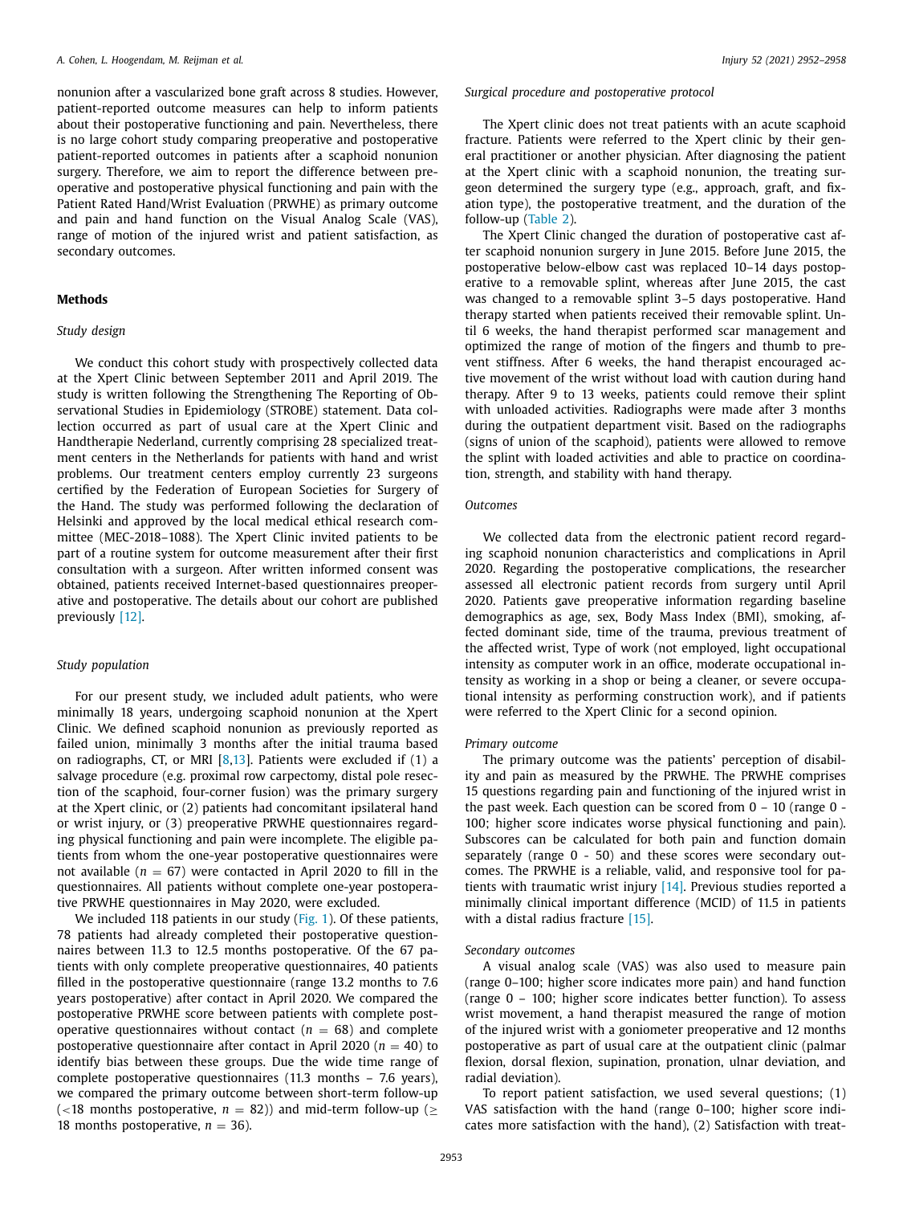nonunion after a vascularized bone graft across 8 studies. However, patient-reported outcome measures can help to inform patients about their postoperative functioning and pain. Nevertheless, there is no large cohort study comparing preoperative and postoperative patient-reported outcomes in patients after a scaphoid nonunion surgery. Therefore, we aim to report the difference between preoperative and postoperative physical functioning and pain with the Patient Rated Hand/Wrist Evaluation (PRWHE) as primary outcome and pain and hand function on the Visual Analog Scale (VAS), range of motion of the injured wrist and patient satisfaction, as secondary outcomes.

## Methods

### *Study design*

We conduct this cohort study with prospectively collected data at the Xpert Clinic between September 2011 and April 2019. The study is written following the Strengthening The Reporting of Observational Studies in Epidemiology (STROBE) statement. Data collection occurred as part of usual care at the Xpert Clinic and Handtherapie Nederland, currently comprising 28 specialized treatment centers in the Netherlands for patients with hand and wrist problems. Our treatment centers employ currently 23 surgeons certified by the Federation of European Societies for Surgery of the Hand. The study was performed following the declaration of Helsinki and approved by the local medical ethical research committee (MEC-2018–1088). The Xpert Clinic invited patients to be part of a routine system for outcome measurement after their first consultation with a surgeon. After written informed consent was obtained, patients received Internet-based questionnaires preoperative and postoperative. The details about our cohort are published previously [12].

### *Study population*

For our present study, we included adult patients, who were minimally 18 years, undergoing scaphoid nonunion at the Xpert Clinic. We defined scaphoid nonunion as previously reported as failed union, minimally 3 months after the initial trauma based on radiographs, CT, or MRI [8,13]. Patients were excluded if (1) a salvage procedure (e.g. proximal row carpectomy, distal pole resection of the scaphoid, four-corner fusion) was the primary surgery at the Xpert clinic, or (2) patients had concomitant ipsilateral hand or wrist injury, or (3) preoperative PRWHE questionnaires regarding physical functioning and pain were incomplete. The eligible patients from whom the one-year postoperative questionnaires were not available ($n = 67$) were contacted in April 2020 to fill in the questionnaires. All patients without complete one-year postoperative PRWHE questionnaires in May 2020, were excluded.

We included 118 patients in our study (Fig. 1). Of these patients, 78 patients had already completed their postoperative questionnaires between 11.3 to 12.5 months postoperative. Of the 67 patients with only complete preoperative questionnaires, 40 patients filled in the postoperative questionnaire (range 13.2 months to 7.6 years postoperative) after contact in April 2020. We compared the postoperative PRWHE score between patients with complete postoperative questionnaires without contact ($n = 68$) and complete postoperative questionnaire after contact in April 2020 ($n = 40$) to identify bias between these groups. Due the wide time range of complete postoperative questionnaires (11.3 months – 7.6 years), we compared the primary outcome between short-term follow-up (<18 months postoperative, $n = 82$)) and mid-term follow-up ($\geq$ 18 months postoperative, $n = 36$).

### *Surgical procedure and postoperative protocol*

The Xpert clinic does not treat patients with an acute scaphoid fracture. Patients were referred to the Xpert clinic by their general practitioner or another physician. After diagnosing the patient at the Xpert clinic with a scaphoid nonunion, the treating surgeon determined the surgery type (e.g., approach, graft, and fixation type), the postoperative treatment, and the duration of the follow-up (Table 2).

The Xpert Clinic changed the duration of postoperative cast after scaphoid nonunion surgery in June 2015. Before June 2015, the postoperative below-elbow cast was replaced 10–14 days postoperative to a removable splint, whereas after June 2015, the cast was changed to a removable splint 3–5 days postoperative. Hand therapy started when patients received their removable splint. Until 6 weeks, the hand therapist performed scar management and optimized the range of motion of the fingers and thumb to prevent stiffness. After 6 weeks, the hand therapist encouraged active movement of the wrist without load with caution during hand therapy. After 9 to 13 weeks, patients could remove their splint with unloaded activities. Radiographs were made after 3 months during the outpatient department visit. Based on the radiographs (signs of union of the scaphoid), patients were allowed to remove the splint with loaded activities and able to practice on coordination, strength, and stability with hand therapy.

### *Outcomes*

We collected data from the electronic patient record regarding scaphoid nonunion characteristics and complications in April 2020. Regarding the postoperative complications, the researcher assessed all electronic patient records from surgery until April 2020. Patients gave preoperative information regarding baseline demographics as age, sex, Body Mass Index (BMI), smoking, affected dominant side, time of the trauma, previous treatment of the affected wrist, Type of work (not employed, light occupational intensity as computer work in an office, moderate occupational intensity as working in a shop or being a cleaner, or severe occupational intensity as performing construction work), and if patients were referred to the Xpert Clinic for a second opinion.

#### *Primary outcome*

The primary outcome was the patients' perception of disability and pain as measured by the PRWHE. The PRWHE comprises 15 questions regarding pain and functioning of the injured wrist in the past week. Each question can be scored from 0 – 10 (range 0 - 100; higher score indicates worse physical functioning and pain). Subscores can be calculated for both pain and function domain separately (range 0 - 50) and these scores were secondary outcomes. The PRWHE is a reliable, valid, and responsive tool for patients with traumatic wrist injury [14]. Previous studies reported a minimally clinical important difference (MCID) of 11.5 in patients with a distal radius fracture [15].

#### *Secondary outcomes*

A visual analog scale (VAS) was also used to measure pain (range 0–100; higher score indicates more pain) and hand function (range 0 – 100; higher score indicates better function). To assess wrist movement, a hand therapist measured the range of motion of the injured wrist with a goniometer preoperative and 12 months postoperative as part of usual care at the outpatient clinic (palmar flexion, dorsal flexion, supination, pronation, ulnar deviation, and radial deviation).

To report patient satisfaction, we used several questions; (1) VAS satisfaction with the hand (range 0–100; higher score indicates more satisfaction with the hand), (2) Satisfaction with treat-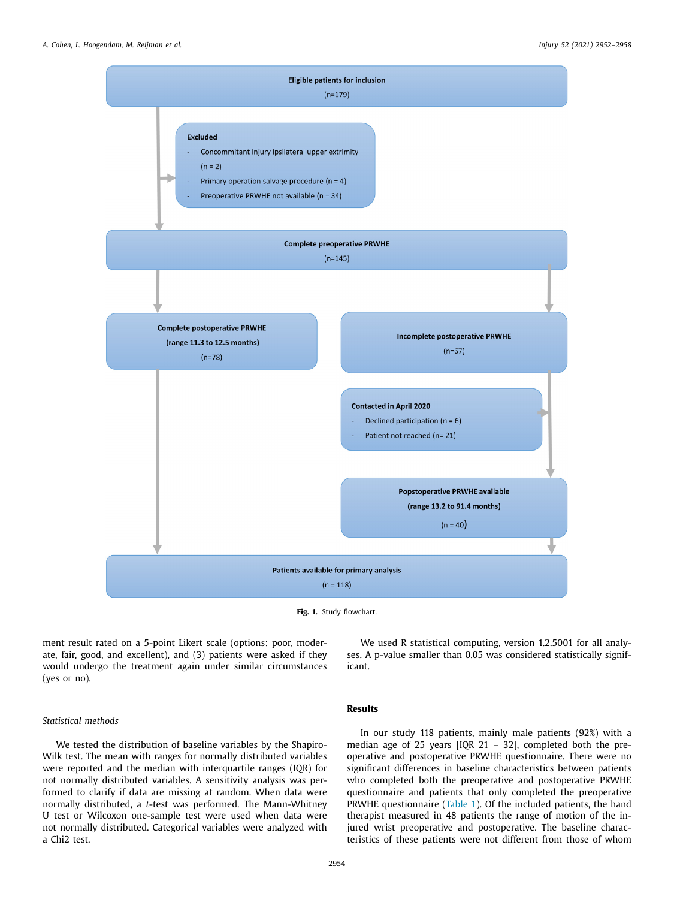Eligible patients for inclusion
(n=179)

Excluded
- Concommitant injury ipsilateral upper extrimity (n = 2)
- Primary operation salvage procedure (n = 4)
- Preoperative PRWHE not available (n = 34)

Complete preoperative PRWHE
(n=145)

Complete postoperative PRWHE
(range 11.3 to 12.5 months)
(n=78)

Incomplete postoperative PRWHE
(n=67)

Contacted in April 2020
- Declined participation (n = 6)
- Patient not reached (n= 21)

Popstoperative PRWHE available
(range 13.2 to 91.4 months)
(n = 40)

Patients available for primary analysis
(n = 118)

**Fig. 1.** Study flowchart.

ment result rated on a 5-point Likert scale (options: poor, moderate, fair, good, and excellent), and (3) patients were asked if they would undergo the treatment again under similar circumstances (yes or no).

### *Statistical methods*

We tested the distribution of baseline variables by the Shapiro-Wilk test. The mean with ranges for normally distributed variables were reported and the median with interquartile ranges (IQR) for not normally distributed variables. A sensitivity analysis was performed to clarify if data are missing at random. When data were normally distributed, a *t*-test was performed. The Mann-Whitney U test or Wilcoxon one-sample test were used when data were not normally distributed. Categorical variables were analyzed with a Chi2 test.

We used R statistical computing, version 1.2.5001 for all analyses. A p-value smaller than 0.05 was considered statistically significant.

## Results

In our study 118 patients, mainly male patients (92%) with a median age of 25 years [IQR 21 – 32], completed both the preoperative and postoperative PRWHE questionnaire. There were no significant differences in baseline characteristics between patients who completed both the preoperative and postoperative PRWHE questionnaire and patients that only completed the preoperative PRWHE questionnaire (Table 1). Of the included patients, the hand therapist measured in 48 patients the range of motion of the injured wrist preoperative and postoperative. The baseline characteristics of these patients were not different from those of whom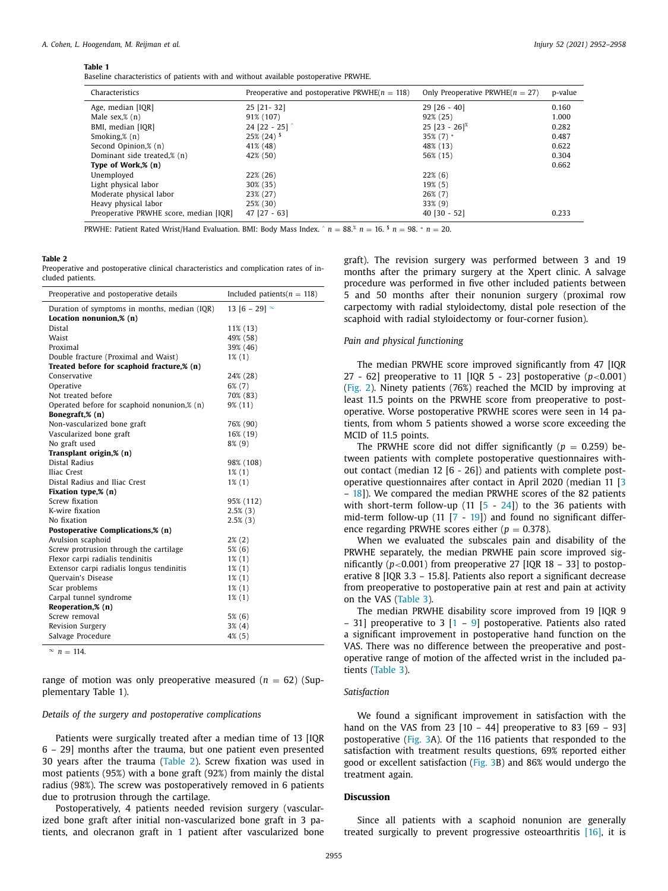**Table 1**
Baseline characteristics of patients with and without available postoperative PRWHE.

| Characteristics | Preoperative and postoperative PRWHE($n$ = 118) | Only Preoperative PRWHE($n$ = 27) | p-value |
|---|---|---|---|
| Age, median [IQR] | 25 [21- 32] | 29 [26 - 40] | 0.160 |
| Male sex,% (n) | 91% (107) | 92% (25) | 1.000 |
| BMI, median [IQR] | 24 [22 - 25] ^ | 25 [23 - 26]% | 0.282 |
| Smoking,% (n) | 25% (24) $ | 35% (7) * | 0.487 |
| Second Opinion,% (n) | 41% (48) | 48% (13) | 0.622 |
| Dominant side treated,% (n) | 42% (50) | 56% (15) | 0.304 |
| **Type of Work,% (n)** | | | 0.662 |
| Unemployed | 22% (26) | 22% (6) | |
| Light physical labor | 30% (35) | 19% (5) | |
| Moderate physical labor | 23% (27) | 26% (7) | |
| Heavy physical labor | 25% (30) | 33% (9) | |
| Preoperative PRWHE score, median [IQR] | 47 [27 - 63] | 40 [30 - 52] | 0.233 |

PRWHE: Patient Rated Wrist/Hand Evaluation. BMI: Body Mass Index. ^ $n$ = 88.% $n$ = 16. $ $n$ = 98. * $n$ = 20.

**Table 2**
Preoperative and postoperative clinical characteristics and complication rates of included patients.

| Preoperative and postoperative details | Included patients($n$ = 118) |
|---|---|
| Duration of symptoms in months, median (IQR) | 13 [6 – 29] ~ |
| **Location nonunion,% (n)** | |
| Distal | 11% (13) |
| Waist | 49% (58) |
| Proximal | 39% (46) |
| Double fracture (Proximal and Waist) | 1% (1) |
| **Treated before for scaphoid fracture,% (n)** | |
| Conservative | 24% (28) |
| Operative | 6% (7) |
| Not treated before | 70% (83) |
| Operated before for scaphoid nonunion,% (n) | 9% (11) |
| **Bonegraft,% (n)** | |
| Non-vascularized bone graft | 76% (90) |
| Vascularized bone graft | 16% (19) |
| No graft used | 8% (9) |
| **Transplant origin,% (n)** | |
| Distal Radius | 98% (108) |
| Iliac Crest | 1% (1) |
| Distal Radius and Iliac Crest | 1% (1) |
| **Fixation type,% (n)** | |
| Screw fixation | 95% (112) |
| K-wire fixation | 2.5% (3) |
| No fixation | 2.5% (3) |
| **Postoperative Complications,% (n)** | |
| Avulsion scaphoid | 2% (2) |
| Screw protrusion through the cartilage | 5% (6) |
| Flexor carpi radialis tendinitis | 1% (1) |
| Extensor carpi radialis longus tendinitis | 1% (1) |
| Quervain's Disease | 1% (1) |
| Scar problems | 1% (1) |
| Carpal tunnel syndrome | 1% (1) |
| **Reoperation,% (n)** | |
| Screw removal | 5% (6) |
| Revision Surgery | 3% (4) |
| Salvage Procedure | 4% (5) |

~ $n$ = 114.

range of motion was only preoperative measured ($n$ = 62) (Supplementary Table 1).

*Details of the surgery and postoperative complications*

Patients were surgically treated after a median time of 13 [IQR 6 – 29] months after the trauma, but one patient even presented 30 years after the trauma (Table 2). Screw fixation was used in most patients (95%) with a bone graft (92%) from mainly the distal radius (98%). The screw was postoperatively removed in 6 patients due to protrusion through the cartilage.

Postoperatively, 4 patients needed revision surgery (vascularized bone graft after initial non-vascularized bone graft in 3 patients, and olecranon graft in 1 patient after vascularized bone graft). The revision surgery was performed between 3 and 19 months after the primary surgery at the Xpert clinic. A salvage procedure was performed in five other included patients between 5 and 50 months after their nonunion surgery (proximal row carpectomy with radial styloidectomy, distal pole resection of the scaphoid with radial styloidectomy or four-corner fusion).

*Pain and physical functioning*

The median PRWHE score improved significantly from 47 [IQR 27 - 62] preoperative to 11 [IQR 5 - 23] postoperative ($p$<0.001) (Fig. 2). Ninety patients (76%) reached the MCID by improving at least 11.5 points on the PRWHE score from preoperative to postoperative. Worse postoperative PRWHE scores were seen in 14 patients, from whom 5 patients showed a worse score exceeding the MCID of 11.5 points.

The PRWHE score did not differ significantly ($p$ = 0.259) between patients with complete postoperative questionnaires without contact (median 12 [6 - 26]) and patients with complete postoperative questionnaires after contact in April 2020 (median 11 [3 – 18]). We compared the median PRWHE scores of the 82 patients with short-term follow-up (11 [5 - 24]) to the 36 patients with mid-term follow-up (11 [7 - 19]) and found no significant difference regarding PRWHE scores either ($p$ = 0.378).

When we evaluated the subscales pain and disability of the PRWHE separately, the median PRWHE pain score improved significantly ($p$<0.001) from preoperative 27 [IQR 18 – 33] to postoperative 8 [IQR 3.3 – 15.8]. Patients also report a significant decrease from preoperative to postoperative pain at rest and pain at activity on the VAS (Table 3).

The median PRWHE disability score improved from 19 [IQR 9 – 31] preoperative to 3 [1 – 9] postoperative. Patients also rated a significant improvement in postoperative hand function on the VAS. There was no difference between the preoperative and postoperative range of motion of the affected wrist in the included patients (Table 3).

*Satisfaction*

We found a significant improvement in satisfaction with the hand on the VAS from 23 [10 – 44] preoperative to 83 [69 – 93] postoperative (Fig. 3A). Of the 116 patients that responded to the satisfaction with treatment results questions, 69% reported either good or excellent satisfaction (Fig. 3B) and 86% would undergo the treatment again.

## Discussion

Since all patients with a scaphoid nonunion are generally treated surgically to prevent progressive osteoarthritis [16], it is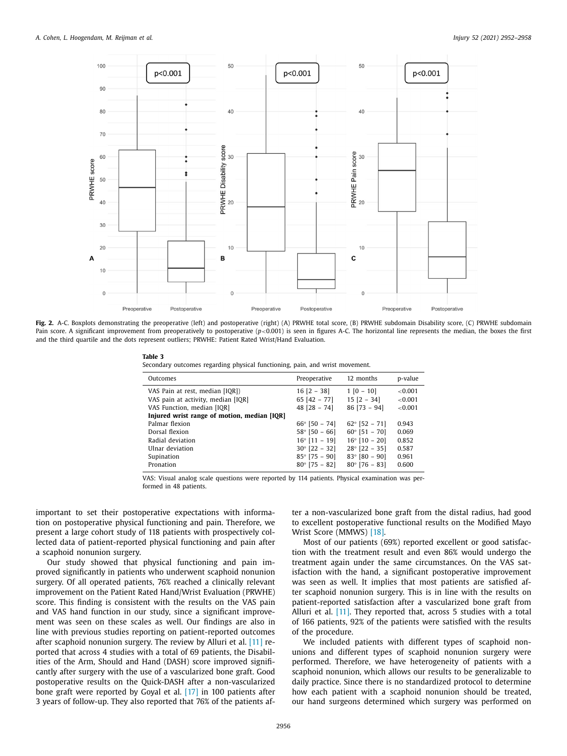**Fig. 2.** A-C. Boxplots demonstrating the preoperative (left) and postoperative (right) (A) PRWHE total score, (B) PRWHE subdomain Disability score, (C) PRWHE subdomain Pain score. A significant improvement from preoperatively to postoperative ($p<0.001$) is seen in figures A-C. The horizontal line represents the median, the boxes the first and the third quartile and the dots represent outliers; PRWHE: Patient Rated Wrist/Hand Evaluation.

**Table 3**
Secondary outcomes regarding physical functioning, pain, and wrist movement.

| Outcomes | Preoperative | 12 months | p-value |
|---|---|---|---|
| VAS Pain at rest, median [IQR]) | 16 [2 – 38] | 1 [0 – 10] | <0.001 |
| VAS pain at activity, median [IQR] | 65 [42 – 77] | 15 [2 – 34] | <0.001 |
| VAS Function, median [IQR] | 48 [28 – 74] | 86 [73 – 94] | <0.001 |
| **Injured wrist range of motion, median [IQR]** | | | |
| Palmar flexion | 66° [50 – 74] | 62° [52 – 71] | 0.943 |
| Dorsal flexion | 58° [50 – 66] | 60° [51 – 70] | 0.069 |
| Radial deviation | 16° [11 – 19] | 16° [10 – 20] | 0.852 |
| Ulnar deviation | 30° [22 – 32] | 28° [22 – 35] | 0.587 |
| Supination | 85° [75 – 90] | 83° [80 – 90] | 0.961 |
| Pronation | 80° [75 – 82] | 80° [76 – 83] | 0.600 |

VAS: Visual analog scale questions were reported by 114 patients. Physical examination was performed in 48 patients.

important to set their postoperative expectations with information on postoperative physical functioning and pain. Therefore, we present a large cohort study of 118 patients with prospectively collected data of patient-reported physical functioning and pain after a scaphoid nonunion surgery.

Our study showed that physical functioning and pain improved significantly in patients who underwent scaphoid nonunion surgery. Of all operated patients, 76% reached a clinically relevant improvement on the Patient Rated Hand/Wrist Evaluation (PRWHE) score. This finding is consistent with the results on the VAS pain and VAS hand function in our study, since a significant improvement was seen on these scales as well. Our findings are also in line with previous studies reporting on patient-reported outcomes after scaphoid nonunion surgery. The review by Alluri et al. [11] reported that across 4 studies with a total of 69 patients, the Disabilities of the Arm, Shoulder and Hand (DASH) score improved significantly after surgery with the use of a vascularized bone graft. Good postoperative results on the Quick-DASH after a non-vascularized bone graft were reported by Goyal et al. [17] in 100 patients after 3 years of follow-up. They also reported that 76% of the patients after a non-vascularized bone graft from the distal radius, had good to excellent postoperative functional results on the Modified Mayo Wrist Score (MMWS) [18].

Most of our patients (69%) reported excellent or good satisfaction with the treatment result and even 86% would undergo the treatment again under the same circumstances. On the VAS satisfaction with the hand, a significant postoperative improvement was seen as well. It implies that most patients are satisfied after scaphoid nonunion surgery. This is in line with the results on patient-reported satisfaction after a vascularized bone graft from Alluri et al. [11]. They reported that, across 5 studies with a total of 166 patients, 92% of the patients were satisfied with the results of the procedure.

We included patients with different types of scaphoid nonunions and different types of scaphoid nonunion surgery were performed. Therefore, we have heterogeneity of patients with a scaphoid nonunion, which allows our results to be generalizable to daily practice. Since there is no standardized protocol to determine how each patient with a scaphoid nonunion should be treated, our hand surgeons determined which surgery was performed on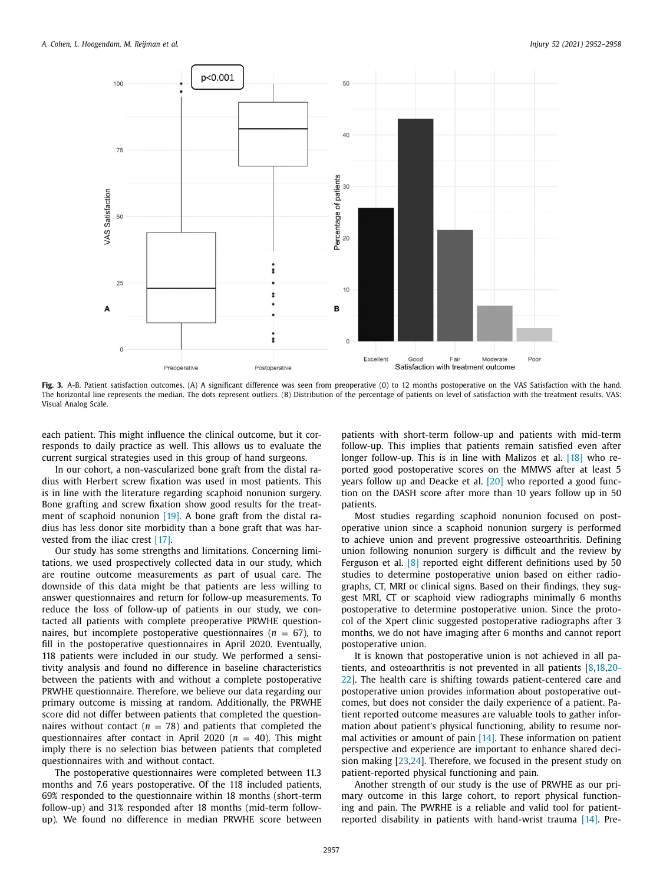**Fig. 3.** A-B. Patient satisfaction outcomes. (A) A significant difference was seen from preoperative (0) to 12 months postoperative on the VAS Satisfaction with the hand. The horizontal line represents the median. The dots represent outliers. (B) Distribution of the percentage of patients on level of satisfaction with the treatment results. VAS: Visual Analog Scale.

each patient. This might influence the clinical outcome, but it corresponds to daily practice as well. This allows us to evaluate the current surgical strategies used in this group of hand surgeons.

In our cohort, a non-vascularized bone graft from the distal radius with Herbert screw fixation was used in most patients. This is in line with the literature regarding scaphoid nonunion surgery. Bone grafting and screw fixation show good results for the treatment of scaphoid nonunion [19]. A bone graft from the distal radius has less donor site morbidity than a bone graft that was harvested from the iliac crest [17].

Our study has some strengths and limitations. Concerning limitations, we used prospectively collected data in our study, which are routine outcome measurements as part of usual care. The downside of this data might be that patients are less willing to answer questionnaires and return for follow-up measurements. To reduce the loss of follow-up of patients in our study, we contacted all patients with complete preoperative PRWHE questionnaires, but incomplete postoperative questionnaires ($n$ = 67), to fill in the postoperative questionnaires in April 2020. Eventually, 118 patients were included in our study. We performed a sensitivity analysis and found no difference in baseline characteristics between the patients with and without a complete postoperative PRWHE questionnaire. Therefore, we believe our data regarding our primary outcome is missing at random. Additionally, the PRWHE score did not differ between patients that completed the questionnaires without contact ($n$ = 78) and patients that completed the questionnaires after contact in April 2020 ($n$ = 40). This might imply there is no selection bias between patients that completed questionnaires with and without contact.

The postoperative questionnaires were completed between 11.3 months and 7.6 years postoperative. Of the 118 included patients, 69% responded to the questionnaire within 18 months (short-term follow-up) and 31% responded after 18 months (mid-term follow-up). We found no difference in median PRWHE score between patients with short-term follow-up and patients with mid-term follow-up. This implies that patients remain satisfied even after longer follow-up. This is in line with Malizos et al. [18] who reported good postoperative scores on the MMWS after at least 5 years follow up and Deacke et al. [20] who reported a good function on the DASH score after more than 10 years follow up in 50 patients.

Most studies regarding scaphoid nonunion focused on postoperative union since a scaphoid nonunion surgery is performed to achieve union and prevent progressive osteoarthritis. Defining union following nonunion surgery is difficult and the review by Ferguson et al. [8] reported eight different definitions used by 50 studies to determine postoperative union based on either radiographs, CT, MRI or clinical signs. Based on their findings, they suggest MRI, CT or scaphoid view radiographs minimally 6 months postoperative to determine postoperative union. Since the protocol of the Xpert clinic suggested postoperative radiographs after 3 months, we do not have imaging after 6 months and cannot report postoperative union.

It is known that postoperative union is not achieved in all patients, and osteoarthritis is not prevented in all patients [8,18,20-22]. The health care is shifting towards patient-centered care and postoperative union provides information about postoperative outcomes, but does not consider the daily experience of a patient. Patient reported outcome measures are valuable tools to gather information about patient's physical functioning, ability to resume normal activities or amount of pain [14]. These information on patient perspective and experience are important to enhance shared decision making [23,24]. Therefore, we focused in the present study on patient-reported physical functioning and pain.

Another strength of our study is the use of PRWHE as our primary outcome in this large cohort, to report physical functioning and pain. The PWRHE is a reliable and valid tool for patient-reported disability in patients with hand-wrist trauma [14]. Pre-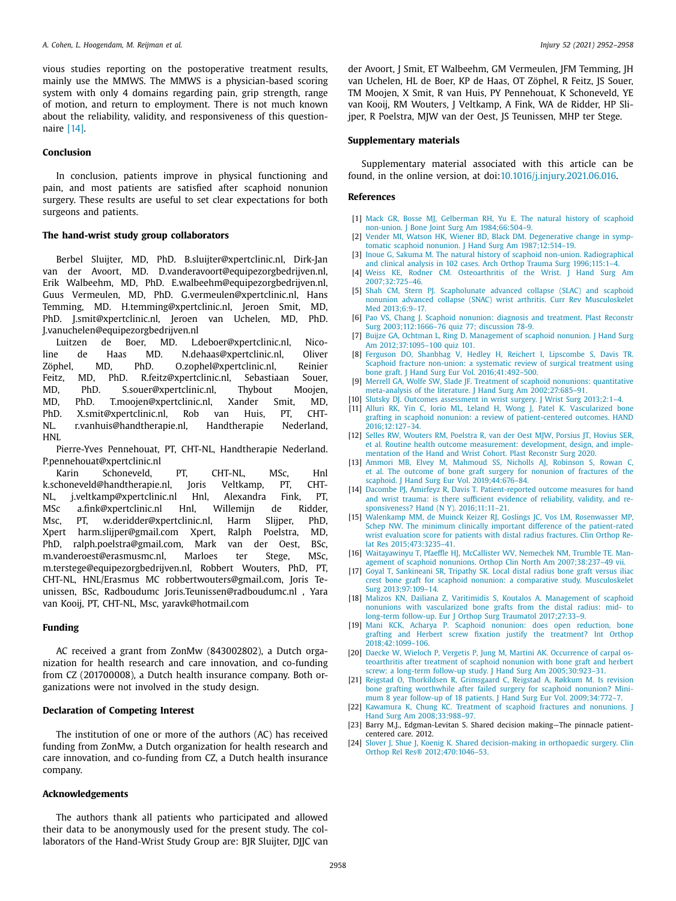vious studies reporting on the postoperative treatment results, mainly use the MMWS. The MMWS is a physician-based scoring system with only 4 domains regarding pain, grip strength, range of motion, and return to employment. There is not much known about the reliability, validity, and responsiveness of this questionnaire [14].

## Conclusion

In conclusion, patients improve in physical functioning and pain, and most patients are satisfied after scaphoid nonunion surgery. These results are useful to set clear expectations for both surgeons and patients.

## The hand-wrist study group collaborators

Berbel Sluijter, MD, PhD. B.sluijter@xpertclinic.nl, Dirk-Jan van der Avoort, MD. D.vanderavoort@equipezorgbedrijven.nl, Erik Walbeehm, MD, PhD. E.walbeehm@equipezorgbedrijven.nl, Guus Vermeulen, MD, PhD. G.vermeulen@xpertclinic.nl, Hans Temming, MD. H.temming@xpertclinic.nl, Jeroen Smit, MD, PhD. J.smit@xpertclinic.nl, Jeroen van Uchelen, MD, PhD. J.vanuchelen@equipezorgbedrijven.nl

Luitzen de Boer, MD. L.deboer@xpertclinic.nl, Nicoline de Haas MD. N.dehaas@xpertclinic.nl, Oliver Zöphel, MD, PhD. O.zophel@xpertclinic.nl, Reinier Feitz, MD, PhD. R.feitz@xpertclinic.nl, Sebastiaan Souer, MD, PhD. S.souer@xpertclinic.nl, Thybout Moojen, MD, PhD. T.moojen@xpertclinic.nl, Xander Smit, MD, PhD. X.smit@xpertclinic.nl, Rob van Huis, PT, CHT-NL. r.vanhuis@handtherapie.nl, Handtherapie Nederland, HNL

Pierre-Yves Pennehouat, PT, CHT-NL, Handtherapie Nederland. P.pennehouat@xpertclinic.nl

Karin Schoneveld, PT, CHT-NL, MSc, Hnl k.schoneveld@handtherapie.nl, Joris Veltkamp, PT, CHT-NL, j.veltkamp@xpertclinic.nl Hnl, Alexandra Fink, PT, MSc a.fink@xpertclinic.nl Hnl, Willemijn de Ridder, Msc, PT, w.deridder@xpertclinic.nl, Harm Slijper, PhD, Xpert harm.slijper@gmail.com Xpert, Ralph Poelstra, MD, PhD, ralph.poelstra@gmail.com, Mark van der Oest, BSc, m.vanderoest@erasmusmc.nl, Marloes ter Stege, MSc, m.terstege@equipezorgbedrijven.nl, Robbert Wouters, PhD, PT, CHT-NL, HNL/Erasmus MC robbertwouters@gmail.com, Joris Teunissen, BSc, Radboudumc Joris.Teunissen@radboudumc.nl , Yara van Kooij, PT, CHT-NL, Msc, yaravk@hotmail.com

## Funding

AC received a grant from ZonMw (843002802), a Dutch organization for health research and care innovation, and co-funding from CZ (201700008), a Dutch health insurance company. Both organizations were not involved in the study design.

## Declaration of Competing Interest

The institution of one or more of the authors (AC) has received funding from ZonMw, a Dutch organization for health research and care innovation, and co-funding from CZ, a Dutch health insurance company.

## Acknowledgements

The authors thank all patients who participated and allowed their data to be anonymously used for the present study. The collaborators of the Hand-Wrist Study Group are: BJR Sluijter, DJJC van der Avoort, J Smit, ET Walbeehm, GM Vermeulen, JFM Temming, JH van Uchelen, HL de Boer, KP de Haas, OT Zöphel, R Feitz, JS Souer, TM Moojen, X Smit, R van Huis, PY Pennehouat, K Schoneveld, YE van Kooij, RM Wouters, J Veltkamp, A Fink, WA de Ridder, HP Slijper, R Poelstra, MJW van der Oest, JS Teunissen, MHP ter Stege.

## Supplementary materials

Supplementary material associated with this article can be found, in the online version, at doi:10.1016/j.injury.2021.06.016.

## References

[1] Mack GR, Bosse MJ, Gelberman RH, Yu E. The natural history of scaphoid non-union. J Bone Joint Surg Am 1984;66:504–9.
[2] Vender MI, Watson HK, Wiener BD, Black DM. Degenerative change in symptomatic scaphoid nonunion. J Hand Surg Am 1987;12:514–19.
[3] Inoue G, Sakuma M. The natural history of scaphoid non-union. Radiographical and clinical analysis in 102 cases. Arch Orthop Trauma Surg 1996;115:1–4.
[4] Weiss KE, Rodner CM. Osteoarthritis of the Wrist. J Hand Surg Am 2007;32:725–46.
[5] Shah CM, Stern PJ. Scapholunate advanced collapse (SLAC) and scaphoid nonunion advanced collapse (SNAC) wrist arthritis. Curr Rev Musculoskelet Med 2013;6:9–17.
[6] Pao VS, Chang J. Scaphoid nonunion: diagnosis and treatment. Plast Reconstr Surg 2003;112:1666–76 quiz 77; discussion 78-9.
[7] Buijze GA, Ochtman L, Ring D. Management of scaphoid nonunion. J Hand Surg Am 2012;37:1095–100 quiz 101.
[8] Ferguson DO, Shanbhag V, Hedley H, Reichert I, Lipscombe S, Davis TR. Scaphoid fracture non-union: a systematic review of surgical treatment using bone graft. J Hand Surg Eur Vol. 2016;41:492–500.
[9] Merrell GA, Wolfe SW, Slade JF. Treatment of scaphoid nonunions: quantitative meta-analysis of the literature. J Hand Surg Am 2002;27:685–91.
[10] Slutsky DJ. Outcomes assessment in wrist surgery. J Wrist Surg 2013;2:1–4.
[11] Alluri RK, Yin C, Iorio ML, Leland H, Wong J, Patel K. Vascularized bone grafting in scaphoid nonunion: a review of patient-centered outcomes. HAND 2016;12:127–34.
[12] Selles RW, Wouters RM, Poelstra R, van der Oest MJW, Porsius JT, Hovius SER, et al. Routine health outcome measurement: development, design, and implementation of the Hand and Wrist Cohort. Plast Reconstr Surg 2020.
[13] Ammori MB, Elvey M, Mahmoud SS, Nicholls AJ, Robinson S, Rowan C, et al. The outcome of bone graft surgery for nonunion of fractures of the scaphoid. J Hand Surg Eur Vol. 2019;44:676–84.
[14] Dacombe PJ, Amirfeyz R, Davis T. Patient-reported outcome measures for hand and wrist trauma: is there sufficient evidence of reliability, validity, and responsiveness? Hand (N Y). 2016;11:11–21.
[15] Walenkamp MM, de Muinck Keizer RJ, Goslings JC, Vos LM, Rosenwasser MP, Schep NW. The minimum clinically important difference of the patient-rated wrist evaluation score for patients with distal radius fractures. Clin Orthop Relat Res 2015;473:3235–41.
[16] Waitayawinyu T, Pfaeffle HJ, McCallister WV, Nemechek NM, Trumble TE. Management of scaphoid nonunions. Orthop Clin North Am 2007;38:237–49 vii.
[17] Goyal T, Sankineani SR, Tripathy SK. Local distal radius bone graft versus iliac crest bone graft for scaphoid nonunion: a comparative study. Musculoskelet Surg 2013;97:109–14.
[18] Malizos KN, Dailiana Z, Varitimidis S, Koutalos A. Management of scaphoid nonunions with vascularized bone grafts from the distal radius: mid- to long-term follow-up. Eur J Orthop Surg Traumatol 2017;27:33–9.
[19] Mani KCK, Acharya P. Scaphoid nonunion: does open reduction, bone grafting and Herbert screw fixation justify the treatment? Int Orthop 2018;42:1099–106.
[20] Daecke W, Wieloch P, Vergetis P, Jung M, Martini AK. Occurrence of carpal osteoarthritis after treatment of scaphoid nonunion with bone graft and herbert screw: a long-term follow-up study. J Hand Surg Am 2005;30:923–31.
[21] Reigstad O, Thorkildsen R, Grimsgaard C, Reigstad A, Røkkum M. Is revision bone grafting worthwhile after failed surgery for scaphoid nonunion? Minimum 8 year follow-up of 18 patients. J Hand Surg Eur Vol. 2009;34:772–7.
[22] Kawamura K, Chung KC. Treatment of scaphoid fractures and nonunions. J Hand Surg Am 2008;33:988–97.
[23] Barry M.J., Edgman-Levitan S. Shared decision making—The pinnacle patient-centered care. 2012.
[24] Slover J, Shue J, Koenig K. Shared decision-making in orthopaedic surgery. Clin Orthop Rel Res® 2012;470:1046–53.